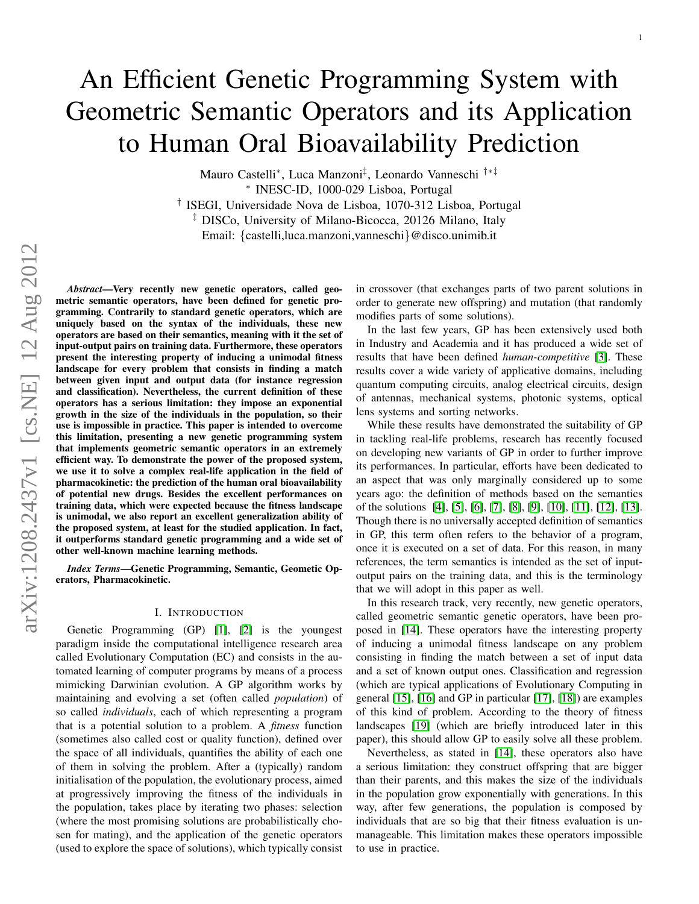# An Efficient Genetic Programming System with Geometric Semantic Operators and its Application to Human Oral Bioavailability Prediction

Mauro Castelli*, Luca Manzoni‡, Leonardo Vanneschi †*‡

* INESC-ID, 1000-029 Lisboa, Portugal

† ISEGI, Universidade Nova de Lisboa, 1070-312 Lisboa, Portugal

‡ DISCo, University of Milano-Bicocca, 20126 Milano, Italy

Email: {castelli,luca.manzoni,vanneschi}@disco.unimib.it

***Abstract*—Very recently new genetic operators, called geometric semantic operators, have been defined for genetic programming. Contrarily to standard genetic operators, which are uniquely based on the syntax of the individuals, these new operators are based on their semantics, meaning with it the set of input-output pairs on training data. Furthermore, these operators present the interesting property of inducing a unimodal fitness landscape for every problem that consists in finding a match between given input and output data (for instance regression and classification). Nevertheless, the current definition of these operators has a serious limitation: they impose an exponential growth in the size of the individuals in the population, so their use is impossible in practice. This paper is intended to overcome this limitation, presenting a new genetic programming system that implements geometric semantic operators in an extremely efficient way. To demonstrate the power of the proposed system, we use it to solve a complex real-life application in the field of pharmacokinetic: the prediction of the human oral bioavailability of potential new drugs. Besides the excellent performances on training data, which were expected because the fitness landscape is unimodal, we also report an excellent generalization ability of the proposed system, at least for the studied application. In fact, it outperforms standard genetic programming and a wide set of other well-known machine learning methods.**

***Index Terms*—Genetic Programming, Semantic, Geometic Operators, Pharmacokinetic.**

## I. Introduction

Genetic Programming (GP) [1], [2] is the youngest paradigm inside the computational intelligence research area called Evolutionary Computation (EC) and consists in the automated learning of computer programs by means of a process mimicking Darwinian evolution. A GP algorithm works by maintaining and evolving a set (often called *population*) of so called *individuals*, each of which representing a program that is a potential solution to a problem. A *fitness* function (sometimes also called cost or quality function), defined over the space of all individuals, quantifies the ability of each one of them in solving the problem. After a (typically) random initialisation of the population, the evolutionary process, aimed at progressively improving the fitness of the individuals in the population, takes place by iterating two phases: selection (where the most promising solutions are probabilistically chosen for mating), and the application of the genetic operators (used to explore the space of solutions), which typically consist in crossover (that exchanges parts of two parent solutions in order to generate new offspring) and mutation (that randomly modifies parts of some solutions).

In the last few years, GP has been extensively used both in Industry and Academia and it has produced a wide set of results that have been defined *human-competitive* [3]. These results cover a wide variety of applicative domains, including quantum computing circuits, analog electrical circuits, design of antennas, mechanical systems, photonic systems, optical lens systems and sorting networks.

While these results have demonstrated the suitability of GP in tackling real-life problems, research has recently focused on developing new variants of GP in order to further improve its performances. In particular, efforts have been dedicated to an aspect that was only marginally considered up to some years ago: the definition of methods based on the semantics of the solutions [4], [5], [6], [7], [8], [9], [10], [11], [12], [13]. Though there is no universally accepted definition of semantics in GP, this term often refers to the behavior of a program, once it is executed on a set of data. For this reason, in many references, the term semantics is intended as the set of input-output pairs on the training data, and this is the terminology that we will adopt in this paper as well.

In this research track, very recently, new genetic operators, called geometric semantic genetic operators, have been proposed in [14]. These operators have the interesting property of inducing a unimodal fitness landscape on any problem consisting in finding the match between a set of input data and a set of known output ones. Classification and regression (which are typical applications of Evolutionary Computing in general [15], [16] and GP in particular [17], [18]) are examples of this kind of problem. According to the theory of fitness landscapes [19] (which are briefly introduced later in this paper), this should allow GP to easily solve all these problem.

Nevertheless, as stated in [14], these operators also have a serious limitation: they construct offspring that are bigger than their parents, and this makes the size of the individuals in the population grow exponentially with generations. In this way, after few generations, the population is composed by individuals that are so big that their fitness evaluation is unmanageable. This limitation makes these operators impossible to use in practice.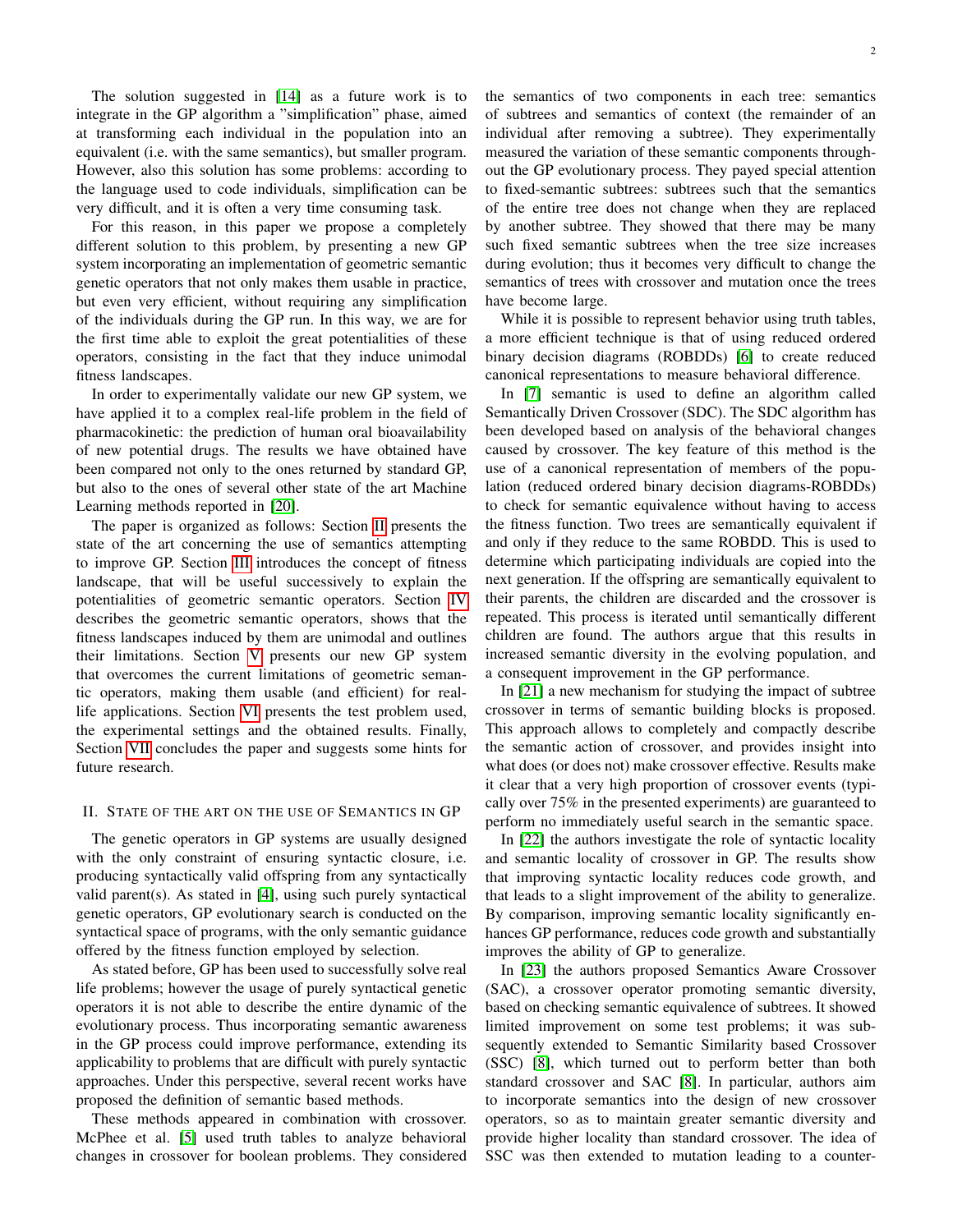The solution suggested in [14] as a future work is to integrate in the GP algorithm a "simplification" phase, aimed at transforming each individual in the population into an equivalent (i.e. with the same semantics), but smaller program. However, also this solution has some problems: according to the language used to code individuals, simplification can be very difficult, and it is often a very time consuming task.

For this reason, in this paper we propose a completely different solution to this problem, by presenting a new GP system incorporating an implementation of geometric semantic genetic operators that not only makes them usable in practice, but even very efficient, without requiring any simplification of the individuals during the GP run. In this way, we are for the first time able to exploit the great potentialities of these operators, consisting in the fact that they induce unimodal fitness landscapes.

In order to experimentally validate our new GP system, we have applied it to a complex real-life problem in the field of pharmacokinetic: the prediction of human oral bioavailability of new potential drugs. The results we have obtained have been compared not only to the ones returned by standard GP, but also to the ones of several other state of the art Machine Learning methods reported in [20].

The paper is organized as follows: Section II presents the state of the art concerning the use of semantics attempting to improve GP. Section III introduces the concept of fitness landscape, that will be useful successively to explain the potentialities of geometric semantic operators. Section IV describes the geometric semantic operators, shows that the fitness landscapes induced by them are unimodal and outlines their limitations. Section V presents our new GP system that overcomes the current limitations of geometric semantic operators, making them usable (and efficient) for real-life applications. Section VI presents the test problem used, the experimental settings and the obtained results. Finally, Section VII concludes the paper and suggests some hints for future research.

## II. State of the Art on the Use of Semantics in GP

The genetic operators in GP systems are usually designed with the only constraint of ensuring syntactic closure, i.e. producing syntactically valid offspring from any syntactically valid parent(s). As stated in [4], using such purely syntactical genetic operators, GP evolutionary search is conducted on the syntactical space of programs, with the only semantic guidance offered by the fitness function employed by selection.

As stated before, GP has been used to successfully solve real life problems; however the usage of purely syntactical genetic operators it is not able to describe the entire dynamic of the evolutionary process. Thus incorporating semantic awareness in the GP process could improve performance, extending its applicability to problems that are difficult with purely syntactic approaches. Under this perspective, several recent works have proposed the definition of semantic based methods.

These methods appeared in combination with crossover. McPhee et al. [5] used truth tables to analyze behavioral changes in crossover for boolean problems. They considered the semantics of two components in each tree: semantics of subtrees and semantics of context (the remainder of an individual after removing a subtree). They experimentally measured the variation of these semantic components throughout the GP evolutionary process. They payed special attention to fixed-semantic subtrees: subtrees such that the semantics of the entire tree does not change when they are replaced by another subtree. They showed that there may be many such fixed semantic subtrees when the tree size increases during evolution; thus it becomes very difficult to change the semantics of trees with crossover and mutation once the trees have become large.

While it is possible to represent behavior using truth tables, a more efficient technique is that of using reduced ordered binary decision diagrams (ROBDDs) [6] to create reduced canonical representations to measure behavioral difference.

In [7] semantic is used to define an algorithm called Semantically Driven Crossover (SDC). The SDC algorithm has been developed based on analysis of the behavioral changes caused by crossover. The key feature of this method is the use of a canonical representation of members of the population (reduced ordered binary decision diagrams-ROBDDs) to check for semantic equivalence without having to access the fitness function. Two trees are semantically equivalent if and only if they reduce to the same ROBDD. This is used to determine which participating individuals are copied into the next generation. If the offspring are semantically equivalent to their parents, the children are discarded and the crossover is repeated. This process is iterated until semantically different children are found. The authors argue that this results in increased semantic diversity in the evolving population, and a consequent improvement in the GP performance.

In [21] a new mechanism for studying the impact of subtree crossover in terms of semantic building blocks is proposed. This approach allows to completely and compactly describe the semantic action of crossover, and provides insight into what does (or does not) make crossover effective. Results make it clear that a very high proportion of crossover events (typically over 75% in the presented experiments) are guaranteed to perform no immediately useful search in the semantic space.

In [22] the authors investigate the role of syntactic locality and semantic locality of crossover in GP. The results show that improving syntactic locality reduces code growth, and that leads to a slight improvement of the ability to generalize. By comparison, improving semantic locality significantly enhances GP performance, reduces code growth and substantially improves the ability of GP to generalize.

In [23] the authors proposed Semantics Aware Crossover (SAC), a crossover operator promoting semantic diversity, based on checking semantic equivalence of subtrees. It showed limited improvement on some test problems; it was subsequently extended to Semantic Similarity based Crossover (SSC) [8], which turned out to perform better than both standard crossover and SAC [8]. In particular, authors aim to incorporate semantics into the design of new crossover operators, so as to maintain greater semantic diversity and provide higher locality than standard crossover. The idea of SSC was then extended to mutation leading to a counter-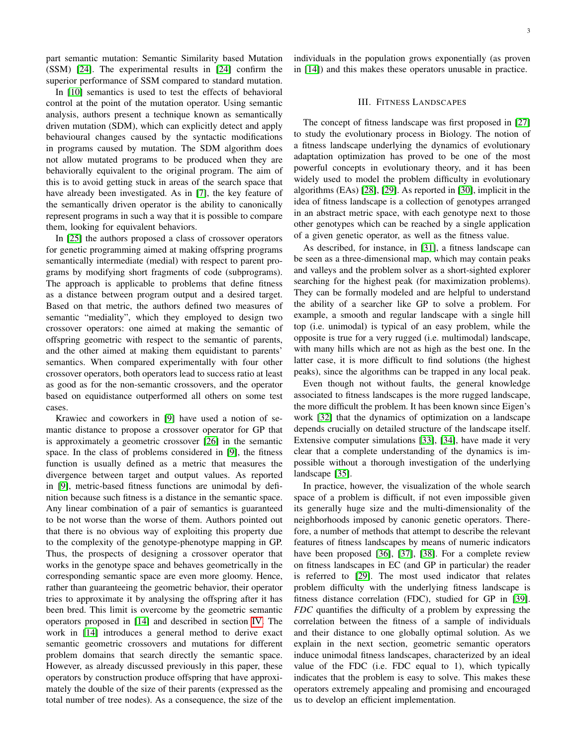part semantic mutation: Semantic Similarity based Mutation (SSM) [24]. The experimental results in [24] confirm the superior performance of SSM compared to standard mutation.

In [10] semantics is used to test the effects of behavioral control at the point of the mutation operator. Using semantic analysis, authors present a technique known as semantically driven mutation (SDM), which can explicitly detect and apply behavioural changes caused by the syntactic modifications in programs caused by mutation. The SDM algorithm does not allow mutated programs to be produced when they are behaviorally equivalent to the original program. The aim of this is to avoid getting stuck in areas of the search space that have already been investigated. As in [7], the key feature of the semantically driven operator is the ability to canonically represent programs in such a way that it is possible to compare them, looking for equivalent behaviors.

In [25] the authors proposed a class of crossover operators for genetic programming aimed at making offspring programs semantically intermediate (medial) with respect to parent programs by modifying short fragments of code (subprograms). The approach is applicable to problems that define fitness as a distance between program output and a desired target. Based on that metric, the authors defined two measures of semantic "mediality", which they employed to design two crossover operators: one aimed at making the semantic of offspring geometric with respect to the semantic of parents, and the other aimed at making them equidistant to parents' semantics. When compared experimentally with four other crossover operators, both operators lead to success ratio at least as good as for the non-semantic crossovers, and the operator based on equidistance outperformed all others on some test cases.

Krawiec and coworkers in [9] have used a notion of semantic distance to propose a crossover operator for GP that is approximately a geometric crossover [26] in the semantic space. In the class of problems considered in [9], the fitness function is usually defined as a metric that measures the divergence between target and output values. As reported in [9], metric-based fitness functions are unimodal by definition because such fitness is a distance in the semantic space. Any linear combination of a pair of semantics is guaranteed to be not worse than the worse of them. Authors pointed out that there is no obvious way of exploiting this property due to the complexity of the genotype-phenotype mapping in GP. Thus, the prospects of designing a crossover operator that works in the genotype space and behaves geometrically in the corresponding semantic space are even more gloomy. Hence, rather than guaranteeing the geometric behavior, their operator tries to approximate it by analysing the offspring after it has been bred. This limit is overcome by the geometric semantic operators proposed in [14] and described in section IV. The work in [14] introduces a general method to derive exact semantic geometric crossovers and mutations for different problem domains that search directly the semantic space. However, as already discussed previously in this paper, these operators by construction produce offspring that have approximately the double of the size of their parents (expressed as the total number of tree nodes). As a consequence, the size of the individuals in the population grows exponentially (as proven in [14]) and this makes these operators unusable in practice.

## III. Fitness Landscapes

The concept of fitness landscape was first proposed in [27] to study the evolutionary process in Biology. The notion of a fitness landscape underlying the dynamics of evolutionary adaptation optimization has proved to be one of the most powerful concepts in evolutionary theory, and it has been widely used to model the problem difficulty in evolutionary algorithms (EAs) [28], [29]. As reported in [30], implicit in the idea of fitness landscape is a collection of genotypes arranged in an abstract metric space, with each genotype next to those other genotypes which can be reached by a single application of a given genetic operator, as well as the fitness value.

As described, for instance, in [31], a fitness landscape can be seen as a three-dimensional map, which may contain peaks and valleys and the problem solver as a short-sighted explorer searching for the highest peak (for maximization problems). They can be formally modeled and are helpful to understand the ability of a searcher like GP to solve a problem. For example, a smooth and regular landscape with a single hill top (i.e. unimodal) is typical of an easy problem, while the opposite is true for a very rugged (i.e. multimodal) landscape, with many hills which are not as high as the best one. In the latter case, it is more difficult to find solutions (the highest peaks), since the algorithms can be trapped in any local peak.

Even though not without faults, the general knowledge associated to fitness landscapes is the more rugged landscape, the more difficult the problem. It has been known since Eigen's work [32] that the dynamics of optimization on a landscape depends crucially on detailed structure of the landscape itself. Extensive computer simulations [33], [34], have made it very clear that a complete understanding of the dynamics is impossible without a thorough investigation of the underlying landscape [35].

In practice, however, the visualization of the whole search space of a problem is difficult, if not even impossible given its generally huge size and the multi-dimensionality of the neighborhoods imposed by canonic genetic operators. Therefore, a number of methods that attempt to describe the relevant features of fitness landscapes by means of numeric indicators have been proposed [36], [37], [38]. For a complete review on fitness landscapes in EC (and GP in particular) the reader is referred to [29]. The most used indicator that relates problem difficulty with the underlying fitness landscape is fitness distance correlation (FDC), studied for GP in [39]. *FDC* quantifies the difficulty of a problem by expressing the correlation between the fitness of a sample of individuals and their distance to one globally optimal solution. As we explain in the next section, geometric semantic operators induce unimodal fitness landscapes, characterized by an ideal value of the FDC (i.e. FDC equal to 1), which typically indicates that the problem is easy to solve. This makes these operators extremely appealing and promising and encouraged us to develop an efficient implementation.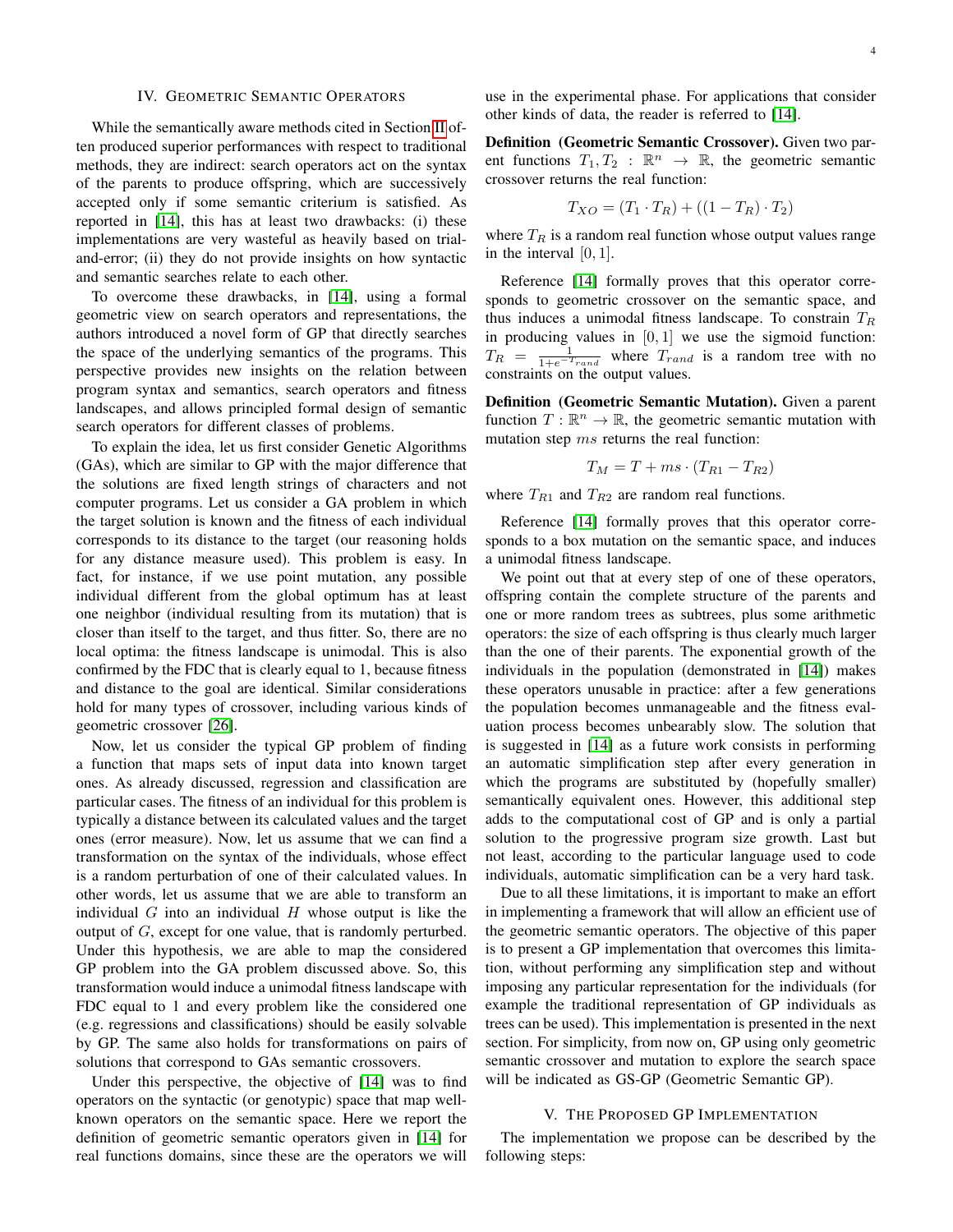## IV. Geometric Semantic Operators

While the semantically aware methods cited in Section II often produced superior performances with respect to traditional methods, they are indirect: search operators act on the syntax of the parents to produce offspring, which are successively accepted only if some semantic criterium is satisfied. As reported in [14], this has at least two drawbacks: (i) these implementations are very wasteful as heavily based on trial-and-error; (ii) they do not provide insights on how syntactic and semantic searches relate to each other.

To overcome these drawbacks, in [14], using a formal geometric view on search operators and representations, the authors introduced a novel form of GP that directly searches the space of the underlying semantics of the programs. This perspective provides new insights on the relation between program syntax and semantics, search operators and fitness landscapes, and allows principled formal design of semantic search operators for different classes of problems.

To explain the idea, let us first consider Genetic Algorithms (GAs), which are similar to GP with the major difference that the solutions are fixed length strings of characters and not computer programs. Let us consider a GA problem in which the target solution is known and the fitness of each individual corresponds to its distance to the target (our reasoning holds for any distance measure used). This problem is easy. In fact, for instance, if we use point mutation, any possible individual different from the global optimum has at least one neighbor (individual resulting from its mutation) that is closer than itself to the target, and thus fitter. So, there are no local optima: the fitness landscape is unimodal. This is also confirmed by the FDC that is clearly equal to 1, because fitness and distance to the goal are identical. Similar considerations hold for many types of crossover, including various kinds of geometric crossover [26].

Now, let us consider the typical GP problem of finding a function that maps sets of input data into known target ones. As already discussed, regression and classification are particular cases. The fitness of an individual for this problem is typically a distance between its calculated values and the target ones (error measure). Now, let us assume that we can find a transformation on the syntax of the individuals, whose effect is a random perturbation of one of their calculated values. In other words, let us assume that we are able to transform an individual $G$ into an individual $H$ whose output is like the output of $G$, except for one value, that is randomly perturbed. Under this hypothesis, we are able to map the considered GP problem into the GA problem discussed above. So, this transformation would induce a unimodal fitness landscape with FDC equal to 1 and every problem like the considered one (e.g. regressions and classifications) should be easily solvable by GP. The same also holds for transformations on pairs of solutions that correspond to GAs semantic crossovers.

Under this perspective, the objective of [14] was to find operators on the syntactic (or genotypic) space that map well-known operators on the semantic space. Here we report the definition of geometric semantic operators given in [14] for real functions domains, since these are the operators we will use in the experimental phase. For applications that consider other kinds of data, the reader is referred to [14].

**Definition (Geometric Semantic Crossover).** Given two parent functions $T_1, T_2 : \mathbb{R}^n \rightarrow \mathbb{R}$, the geometric semantic crossover returns the real function:

$$T_{XO} = (T_1 \cdot T_R) + ((1 - T_R) \cdot T_2)$$

where $T_R$ is a random real function whose output values range in the interval $[0, 1]$.

Reference [14] formally proves that this operator corresponds to geometric crossover on the semantic space, and thus induces a unimodal fitness landscape. To constrain $T_R$ in producing values in $[0, 1]$ we use the sigmoid function: $T_R = \frac{1}{1+e^{-T_{rand}}}$ where $T_{rand}$ is a random tree with no constraints on the output values.

**Definition (Geometric Semantic Mutation).** Given a parent function $T : \mathbb{R}^n \rightarrow \mathbb{R}$, the geometric semantic mutation with mutation step $ms$ returns the real function:

$$T_M = T + ms \cdot (T_{R1} - T_{R2})$$

where $T_{R1}$ and $T_{R2}$ are random real functions.

Reference [14] formally proves that this operator corresponds to a box mutation on the semantic space, and induces a unimodal fitness landscape.

We point out that at every step of one of these operators, offspring contain the complete structure of the parents and one or more random trees as subtrees, plus some arithmetic operators: the size of each offspring is thus clearly much larger than the one of their parents. The exponential growth of the individuals in the population (demonstrated in [14]) makes these operators unusable in practice: after a few generations the population becomes unmanageable and the fitness evaluation process becomes unbearably slow. The solution that is suggested in [14] as a future work consists in performing an automatic simplification step after every generation in which the programs are substituted by (hopefully smaller) semantically equivalent ones. However, this additional step adds to the computational cost of GP and is only a partial solution to the progressive program size growth. Last but not least, according to the particular language used to code individuals, automatic simplification can be a very hard task.

Due to all these limitations, it is important to make an effort in implementing a framework that will allow an efficient use of the geometric semantic operators. The objective of this paper is to present a GP implementation that overcomes this limitation, without performing any simplification step and without imposing any particular representation for the individuals (for example the traditional representation of GP individuals as trees can be used). This implementation is presented in the next section. For simplicity, from now on, GP using only geometric semantic crossover and mutation to explore the search space will be indicated as GS-GP (Geometric Semantic GP).

## V. The Proposed GP Implementation

The implementation we propose can be described by the following steps: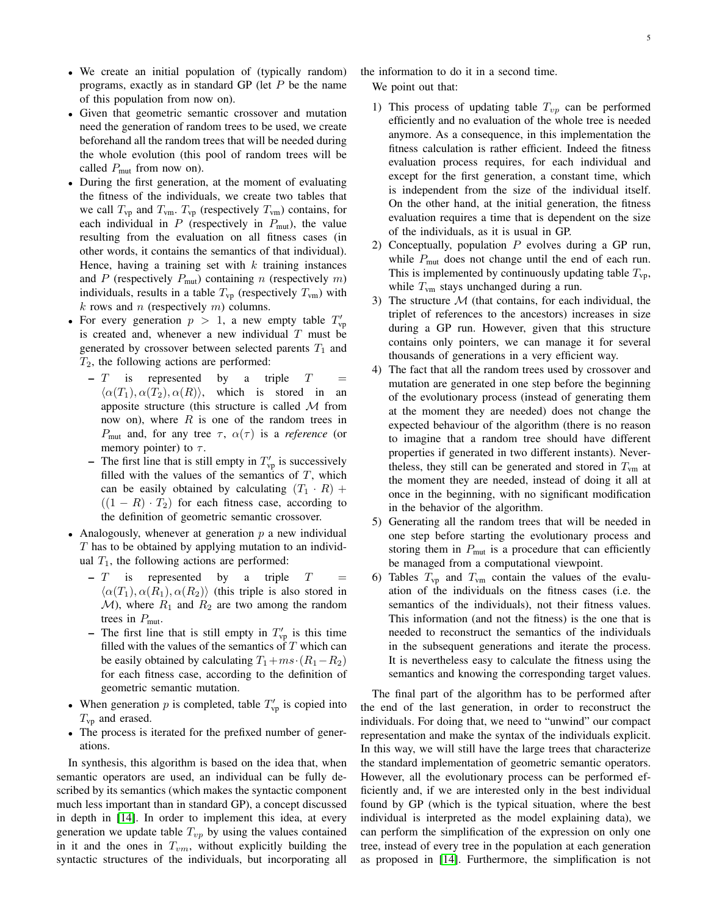- We create an initial population of (typically random) programs, exactly as in standard GP (let $P$ be the name of this population from now on).
- Given that geometric semantic crossover and mutation need the generation of random trees to be used, we create beforehand all the random trees that will be needed during the whole evolution (this pool of random trees will be called $P_{\text{mut}}$ from now on).
- During the first generation, at the moment of evaluating the fitness of the individuals, we create two tables that we call $T_{\text{vp}}$ and $T_{\text{vm}}$. $T_{\text{vp}}$ (respectively $T_{\text{vm}}$) contains, for each individual in $P$ (respectively in $P_{\text{mut}}$), the value resulting from the evaluation on all fitness cases (in other words, it contains the semantics of that individual). Hence, having a training set with $k$ training instances and $P$ (respectively $P_{\text{mut}}$) containing $n$ (respectively $m$) individuals, results in a table $T_{\text{vp}}$ (respectively $T_{\text{vm}}$) with $k$ rows and $n$ (respectively $m$) columns.
- For every generation $p > 1$, a new empty table $T'_{\text{vp}}$ is created and, whenever a new individual $T$ must be generated by crossover between selected parents $T_1$ and $T_2$, the following actions are performed:
  - $T$ is represented by a triple $T = \langle\alpha(T_1), \alpha(T_2), \alpha(R)\rangle$, which is stored in an apposite structure (this structure is called $\mathcal{M}$ from now on), where $R$ is one of the random trees in $P_{\text{mut}}$ and, for any tree $\tau$, $\alpha(\tau)$ is a *reference* (or memory pointer) to $\tau$.
  - The first line that is still empty in $T'_{\text{vp}}$ is successively filled with the values of the semantics of $T$, which can be easily obtained by calculating $(T_1 \cdot R) + ((1 - R) \cdot T_2)$ for each fitness case, according to the definition of geometric semantic crossover.
- Analogously, whenever at generation $p$ a new individual $T$ has to be obtained by applying mutation to an individual $T_1$, the following actions are performed:
  - $T$ is represented by a triple $T = \langle\alpha(T_1), \alpha(R_1), \alpha(R_2)\rangle$ (this triple is also stored in $\mathcal{M}$), where $R_1$ and $R_2$ are two among the random trees in $P_{\text{mut}}$.
  - The first line that is still empty in $T'_{\text{vp}}$ is this time filled with the values of the semantics of $T$ which can be easily obtained by calculating $T_1 + ms \cdot (R_1 - R_2)$ for each fitness case, according to the definition of geometric semantic mutation.
- When generation $p$ is completed, table $T'_{\text{vp}}$ is copied into $T_{\text{vp}}$ and erased.
- The process is iterated for the prefixed number of generations.

In synthesis, this algorithm is based on the idea that, when semantic operators are used, an individual can be fully described by its semantics (which makes the syntactic component much less important than in standard GP), a concept discussed in depth in [14]. In order to implement this idea, at every generation we update table $T_{vp}$ by using the values contained in it and the ones in $T_{vm}$, without explicitly building the syntactic structures of the individuals, but incorporating all the information to do it in a second time.

We point out that:

1) This process of updating table $T_{vp}$ can be performed efficiently and no evaluation of the whole tree is needed anymore. As a consequence, in this implementation the fitness calculation is rather efficient. Indeed the fitness evaluation process requires, for each individual and except for the first generation, a constant time, which is independent from the size of the individual itself. On the other hand, at the initial generation, the fitness evaluation requires a time that is dependent on the size of the individuals, as it is usual in GP.
2) Conceptually, population $P$ evolves during a GP run, while $P_{\text{mut}}$ does not change until the end of each run. This is implemented by continuously updating table $T_{\text{vp}}$, while $T_{\text{vm}}$ stays unchanged during a run.
3) The structure $\mathcal{M}$ (that contains, for each individual, the triplet of references to the ancestors) increases in size during a GP run. However, given that this structure contains only pointers, we can manage it for several thousands of generations in a very efficient way.
4) The fact that all the random trees used by crossover and mutation are generated in one step before the beginning of the evolutionary process (instead of generating them at the moment they are needed) does not change the expected behaviour of the algorithm (there is no reason to imagine that a random tree should have different properties if generated in two different instants). Nevertheless, they still can be generated and stored in $T_{\text{vm}}$ at the moment they are needed, instead of doing it all at once in the beginning, with no significant modification in the behavior of the algorithm.
5) Generating all the random trees that will be needed in one step before starting the evolutionary process and storing them in $P_{\text{mut}}$ is a procedure that can efficiently be managed from a computational viewpoint.
6) Tables $T_{\text{vp}}$ and $T_{\text{vm}}$ contain the values of the evaluation of the individuals on the fitness cases (i.e. the semantics of the individuals), not their fitness values. This information (and not the fitness) is the one that is needed to reconstruct the semantics of the individuals in the subsequent generations and iterate the process. It is nevertheless easy to calculate the fitness using the semantics and knowing the corresponding target values.

The final part of the algorithm has to be performed after the end of the last generation, in order to reconstruct the individuals. For doing that, we need to "unwind" our compact representation and make the syntax of the individuals explicit. In this way, we will still have the large trees that characterize the standard implementation of geometric semantic operators. However, all the evolutionary process can be performed efficiently and, if we are interested only in the best individual found by GP (which is the typical situation, where the best individual is interpreted as the model explaining data), we can perform the simplification of the expression on only one tree, instead of every tree in the population at each generation as proposed in [14]. Furthermore, the simplification is not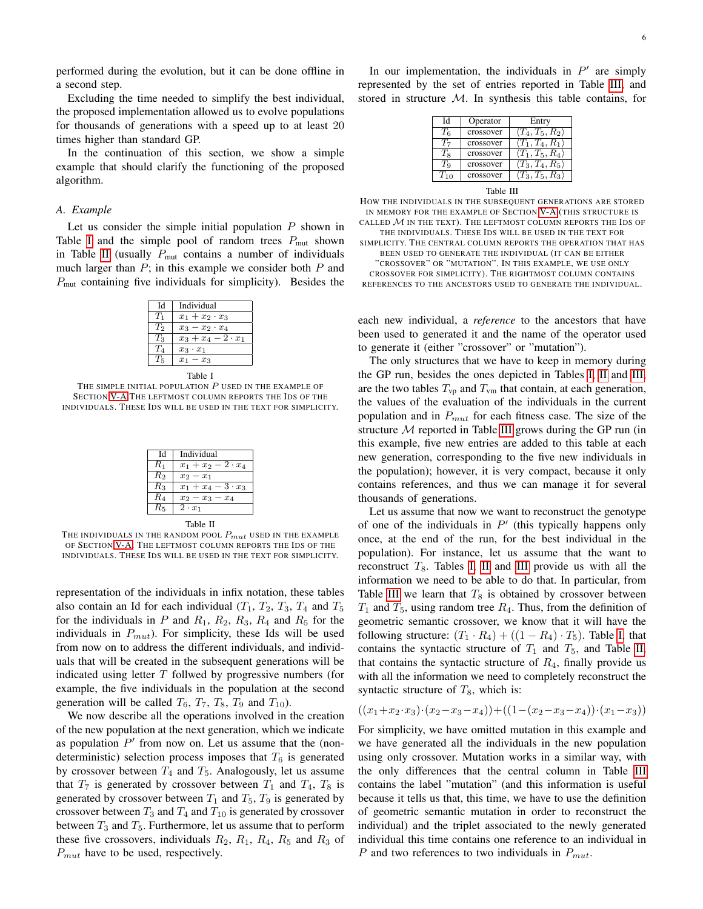performed during the evolution, but it can be done offline in a second step.

Excluding the time needed to simplify the best individual, the proposed implementation allowed us to evolve populations for thousands of generations with a speed up to at least 20 times higher than standard GP.

In the continuation of this section, we show a simple example that should clarify the functioning of the proposed algorithm.

### A. Example

Let us consider the simple initial population $P$ shown in Table I and the simple pool of random trees $P_{\text{mut}}$ shown in Table II (usually $P_{\text{mut}}$ contains a number of individuals much larger than $P$; in this example we consider both $P$ and $P_{\text{mut}}$ containing five individuals for simplicity). Besides the representation of the individuals in infix notation, these tables also contain an Id for each individual ($T_1$, $T_2$, $T_3$, $T_4$ and $T_5$ for the individuals in $P$ and $R_1$, $R_2$, $R_3$, $R_4$ and $R_5$ for the individuals in $P_{mut}$). For simplicity, these Ids will be used from now on to address the different individuals, and individuals that will be created in the subsequent generations will be indicated using letter $T$ follwed by progressive numbers (for example, the five individuals in the population at the second generation will be called $T_6$, $T_7$, $T_8$, $T_9$ and $T_{10}$).

| Id | Individual |
|---|---|
| $T_1$ | $x_1 + x_2 \cdot x_3$ |
| $T_2$ | $x_3 - x_2 \cdot x_4$ |
| $T_3$ | $x_3 + x_4 - 2 \cdot x_1$ |
| $T_4$ | $x_3 \cdot x_1$ |
| $T_5$ | $x_1 - x_3$ |

Table I
THE SIMPLE INITIAL POPULATION $P$ USED IN THE EXAMPLE OF SECTION V-A. THE LEFTMOST COLUMN REPORTS THE IDS OF THE INDIVIDUALS. THESE IDS WILL BE USED IN THE TEXT FOR SIMPLICITY.

| Id | Individual |
|---|---|
| $R_1$ | $x_1 + x_2 - 2 \cdot x_4$ |
| $R_2$ | $x_2 - x_1$ |
| $R_3$ | $x_1 + x_4 - 3 \cdot x_3$ |
| $R_4$ | $x_2 - x_3 - x_4$ |
| $R_5$ | $2 \cdot x_1$ |

Table II
THE INDIVIDUALS IN THE RANDOM POOL $P_{mut}$ USED IN THE EXAMPLE OF SECTION V-A. THE LEFTMOST COLUMN REPORTS THE IDS OF THE INDIVIDUALS. THESE IDS WILL BE USED IN THE TEXT FOR SIMPLICITY.

We now describe all the operations involved in the creation of the new population at the next generation, which we indicate as population $P'$ from now on. Let us assume that the (non-deterministic) selection process imposes that $T_6$ is generated by crossover between $T_4$ and $T_5$. Analogously, let us assume that $T_7$ is generated by crossover between $T_1$ and $T_4$, $T_8$ is generated by crossover between $T_1$ and $T_5$, $T_9$ is generated by crossover between $T_3$ and $T_4$ and $T_{10}$ is generated by crossover between $T_3$ and $T_5$. Furthermore, let us assume that to perform these five crossovers, individuals $R_2$, $R_1$, $R_4$, $R_5$ and $R_3$ of $P_{mut}$ have to be used, respectively.

In our implementation, the individuals in $P'$ are simply represented by the set of entries reported in Table III, and stored in structure $\mathcal{M}$. In synthesis this table contains, for each new individual, a *reference* to the ancestors that have been used to generated it and the name of the operator used to generate it (either "crossover" or "mutation").

| Id | Operator | Entry |
|---|---|---|
| $T_6$ | crossover | $\langle T_4, T_5, R_2 \rangle$ |
| $T_7$ | crossover | $\langle T_1, T_4, R_1 \rangle$ |
| $T_8$ | crossover | $\langle T_1, T_5, R_4 \rangle$ |
| $T_9$ | crossover | $\langle T_3, T_4, R_5 \rangle$ |
| $T_{10}$ | crossover | $\langle T_3, T_5, R_3 \rangle$ |

Table III
HOW THE INDIVIDUALS IN THE SUBSEQUENT GENERATIONS ARE STORED IN MEMORY FOR THE EXAMPLE OF SECTION V-A (THIS STRUCTURE IS CALLED $\mathcal{M}$ IN THE TEXT). THE LEFTMOST COLUMN REPORTS THE IDS OF THE INDIVIDUALS. THESE IDS WILL BE USED IN THE TEXT FOR SIMPLICITY. THE CENTRAL COLUMN REPORTS THE OPERATION THAT HAS BEEN USED TO GENERATE THE INDIVIDUAL (IT CAN BE EITHER "CROSSOVER" OR "MUTATION". IN THIS EXAMPLE, WE USE ONLY CROSSOVER FOR SIMPLICITY). THE RIGHTMOST COLUMN CONTAINS REFERENCES TO THE ANCESTORS USED TO GENERATE THE INDIVIDUAL.

The only structures that we have to keep in memory during the GP run, besides the ones depicted in Tables I, II and III, are the two tables $T_{\text{vp}}$ and $T_{\text{vm}}$ that contain, at each generation, the values of the evaluation of the individuals in the current population and in $P_{mut}$ for each fitness case. The size of the structure $\mathcal{M}$ reported in Table III grows during the GP run (in this example, five new entries are added to this table at each new generation, corresponding to the five new individuals in the population); however, it is very compact, because it only contains references, and thus we can manage it for several thousands of generations.

Let us assume that now we want to reconstruct the genotype of one of the individuals in $P'$ (this typically happens only once, at the end of the run, for the best individual in the population). For instance, let us assume that the want to reconstruct $T_8$. Tables I, II and III provide us with all the information we need to be able to do that. In particular, from Table III we learn that $T_8$ is obtained by crossover between $T_1$ and $T_5$, using random tree $R_4$. Thus, from the definition of geometric semantic crossover, we know that it will have the following structure: $(T_1 \cdot R_4) + ((1 - R_4) \cdot T_5)$. Table I, that contains the syntactic structure of $T_1$ and $T_5$, and Table II, that contains the syntactic structure of $R_4$, finally provide us with all the information we need to completely reconstruct the syntactic structure of $T_8$, which is:

$$((x_1+x_2\cdot x_3)\cdot(x_2-x_3-x_4))+((1-(x_2-x_3-x_4))\cdot(x_1-x_3))$$

For simplicity, we have omitted mutation in this example and we have generated all the individuals in the new population using only crossover. Mutation works in a similar way, with the only differences that the central column in Table III contains the label "mutation" (and this information is useful because it tells us that, this time, we have to use the definition of geometric semantic mutation in order to reconstruct the individual) and the triplet associated to the newly generated individual this time contains one reference to an individual in $P$ and two references to two individuals in $P_{mut}$.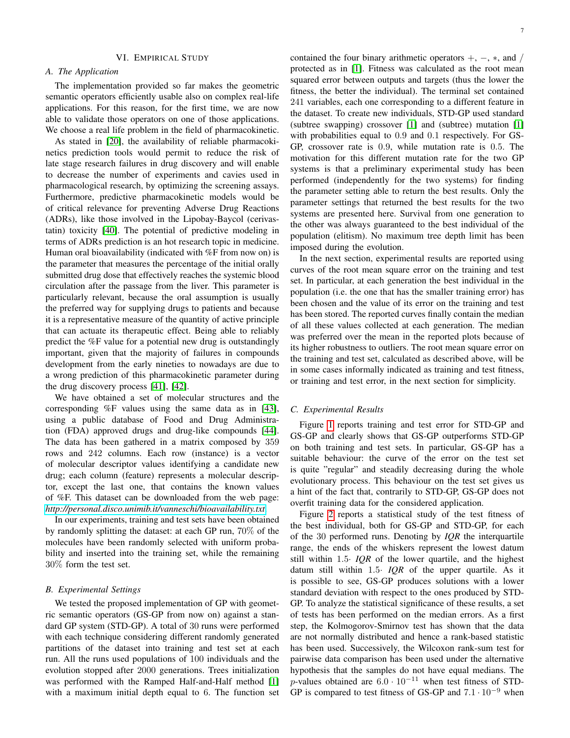## VI. Empirical Study

### A. The Application

The implementation provided so far makes the geometric semantic operators efficiently usable also on complex real-life applications. For this reason, for the first time, we are now able to validate those operators on one of those applications. We choose a real life problem in the field of pharmacokinetic.

As stated in [20], the availability of reliable pharmacokinetics prediction tools would permit to reduce the risk of late stage research failures in drug discovery and will enable to decrease the number of experiments and cavies used in pharmacological research, by optimizing the screening assays. Furthermore, predictive pharmacokinetic models would be of critical relevance for preventing Adverse Drug Reactions (ADRs), like those involved in the Lipobay-Baycol (cerivastatin) toxicity [40]. The potential of predictive modeling in terms of ADRs prediction is an hot research topic in medicine. Human oral bioavailability (indicated with %F from now on) is the parameter that measures the percentage of the initial orally submitted drug dose that effectively reaches the systemic blood circulation after the passage from the liver. This parameter is particularly relevant, because the oral assumption is usually the preferred way for supplying drugs to patients and because it is a representative measure of the quantity of active principle that can actuate its therapeutic effect. Being able to reliably predict the %F value for a potential new drug is outstandingly important, given that the majority of failures in compounds development from the early nineties to nowadays are due to a wrong prediction of this pharmacokinetic parameter during the drug discovery process [41], [42].

We have obtained a set of molecular structures and the corresponding %F values using the same data as in [43], using a public database of Food and Drug Administration (FDA) approved drugs and drug-like compounds [44]. The data has been gathered in a matrix composed by 359 rows and 242 columns. Each row (instance) is a vector of molecular descriptor values identifying a candidate new drug; each column (feature) represents a molecular descriptor, except the last one, that contains the known values of %F. This dataset can be downloaded from the web page: *http://personal.disco.unimib.it/vanneschi/bioavailability.txt*

In our experiments, training and test sets have been obtained by randomly splitting the dataset: at each GP run, 70% of the molecules have been randomly selected with uniform probability and inserted into the training set, while the remaining 30% form the test set.

### B. Experimental Settings

We tested the proposed implementation of GP with geometric semantic operators (GS-GP from now on) against a standard GP system (STD-GP). A total of 30 runs were performed with each technique considering different randomly generated partitions of the dataset into training and test set at each run. All the runs used populations of 100 individuals and the evolution stopped after 2000 generations. Trees initialization was performed with the Ramped Half-and-Half method [1] with a maximum initial depth equal to 6. The function set contained the four binary arithmetic operators $+$, $-$, $*$, and $/$ protected as in [1]. Fitness was calculated as the root mean squared error between outputs and targets (thus the lower the fitness, the better the individual). The terminal set contained 241 variables, each one corresponding to a different feature in the dataset. To create new individuals, STD-GP used standard (subtree swapping) crossover [1] and (subtree) mutation [1] with probabilities equal to 0.9 and 0.1 respectively. For GS-GP, crossover rate is 0.9, while mutation rate is 0.5. The motivation for this different mutation rate for the two GP systems is that a preliminary experimental study has been performed (independently for the two systems) for finding the parameter setting able to return the best results. Only the parameter settings that returned the best results for the two systems are presented here. Survival from one generation to the other was always guaranteed to the best individual of the population (elitism). No maximum tree depth limit has been imposed during the evolution.

In the next section, experimental results are reported using curves of the root mean square error on the training and test set. In particular, at each generation the best individual in the population (i.e. the one that has the smaller training error) has been chosen and the value of its error on the training and test has been stored. The reported curves finally contain the median of all these values collected at each generation. The median was preferred over the mean in the reported plots because of its higher robustness to outliers. The root mean square error on the training and test set, calculated as described above, will be in some cases informally indicated as training and test fitness, or training and test error, in the next section for simplicity.

### C. Experimental Results

Figure 1 reports training and test error for STD-GP and GS-GP and clearly shows that GS-GP outperforms STD-GP on both training and test sets. In particular, GS-GP has a suitable behaviour: the curve of the error on the test set is quite "regular" and steadily decreasing during the whole evolutionary process. This behaviour on the test set gives us a hint of the fact that, contrarily to STD-GP, GS-GP does not overfit training data for the considered application.

Figure 2 reports a statistical study of the test fitness of the best individual, both for GS-GP and STD-GP, for each of the 30 performed runs. Denoting by *IQR* the interquartile range, the ends of the whiskers represent the lowest datum still within 1.5$\cdot$ *IQR* of the lower quartile, and the highest datum still within 1.5$\cdot$ *IQR* of the upper quartile. As it is possible to see, GS-GP produces solutions with a lower standard deviation with respect to the ones produced by STD-GP. To analyze the statistical significance of these results, a set of tests has been performed on the median errors. As a first step, the Kolmogorov-Smirnov test has shown that the data are not normally distributed and hence a rank-based statistic has been used. Successively, the Wilcoxon rank-sum test for pairwise data comparison has been used under the alternative hypothesis that the samples do not have equal medians. The $p$-values obtained are $6.0 \cdot 10^{-11}$ when test fitness of STD-GP is compared to test fitness of GS-GP and $7.1 \cdot 10^{-9}$ when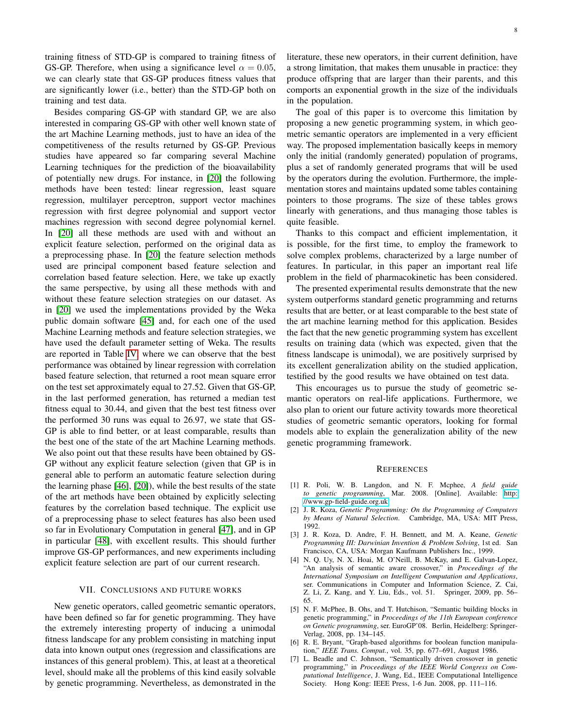training fitness of STD-GP is compared to training fitness of GS-GP. Therefore, when using a significance level $\alpha = 0.05$, we can clearly state that GS-GP produces fitness values that are significantly lower (i.e., better) than the STD-GP both on training and test data.

Besides comparing GS-GP with standard GP, we are also interested in comparing GS-GP with other well known state of the art Machine Learning methods, just to have an idea of the competitiveness of the results returned by GS-GP. Previous studies have appeared so far comparing several Machine Learning techniques for the prediction of the bioavailability of potentially new drugs. For instance, in [20] the following methods have been tested: linear regression, least square regression, multilayer perceptron, support vector machines regression with first degree polynomial and support vector machines regression with second degree polynomial kernel. In [20] all these methods are used with and without an explicit feature selection, performed on the original data as a preprocessing phase. In [20] the feature selection methods used are principal component based feature selection and correlation based feature selection. Here, we take up exactly the same perspective, by using all these methods with and without these feature selection strategies on our dataset. As in [20] we used the implementations provided by the Weka public domain software [45] and, for each one of the used Machine Learning methods and feature selection strategies, we have used the default parameter setting of Weka. The results are reported in Table IV, where we can observe that the best performance was obtained by linear regression with correlation based feature selection, that returned a root mean square error on the test set approximately equal to 27.52. Given that GS-GP, in the last performed generation, has returned a median test fitness equal to 30.44, and given that the best test fitness over the performed 30 runs was equal to 26.97, we state that GS-GP is able to find better, or at least comparable, results than the best one of the state of the art Machine Learning methods. We also point out that these results have been obtained by GS-GP without any explicit feature selection (given that GP is in general able to perform an automatic feature selection during the learning phase [46], [20]), while the best results of the state of the art methods have been obtained by explicitly selecting features by the correlation based technique. The explicit use of a preprocessing phase to select features has also been used so far in Evolutionary Computation in general [47], and in GP in particular [48], with excellent results. This should further improve GS-GP performances, and new experiments including explicit feature selection are part of our current research.

## VII. Conclusions and Future Works

New genetic operators, called geometric semantic operators, have been defined so far for genetic programming. They have the extremely interesting property of inducing a unimodal fitness landscape for any problem consisting in matching input data into known output ones (regression and classifications are instances of this general problem). This, at least at a theoretical level, should make all the problems of this kind easily solvable by genetic programming. Nevertheless, as demonstrated in the literature, these new operators, in their current definition, have a strong limitation, that makes them unusable in practice: they produce offspring that are larger than their parents, and this comports an exponential growth in the size of the individuals in the population.

The goal of this paper is to overcome this limitation by proposing a new genetic programming system, in which geometric semantic operators are implemented in a very efficient way. The proposed implementation basically keeps in memory only the initial (randomly generated) population of programs, plus a set of randomly generated programs that will be used by the operators during the evolution. Furthermore, the implementation stores and maintains updated some tables containing pointers to those programs. The size of these tables grows linearly with generations, and thus managing those tables is quite feasible.

Thanks to this compact and efficient implementation, it is possible, for the first time, to employ the framework to solve complex problems, characterized by a large number of features. In particular, in this paper an important real life problem in the field of pharmacokinetic has been considered.

The presented experimental results demonstrate that the new system outperforms standard genetic programming and returns results that are better, or at least comparable to the best state of the art machine learning method for this application. Besides the fact that the new genetic programming system has excellent results on training data (which was expected, given that the fitness landscape is unimodal), we are positively surprised by its excellent generalization ability on the studied application, testified by the good results we have obtained on test data.

This encourages us to pursue the study of geometric semantic operators on real-life applications. Furthermore, we also plan to orient our future activity towards more theoretical studies of geometric semantic operators, looking for formal models able to explain the generalization ability of the new genetic programming framework.

## References

[1] R. Poli, W. B. Langdon, and N. F. Mcphee, *A field guide to genetic programming*, Mar. 2008. [Online]. Available: http://www.gp-field-guide.org.uk

[2] J. R. Koza, *Genetic Programming: On the Programming of Computers by Means of Natural Selection*. Cambridge, MA, USA: MIT Press, 1992.

[3] J. R. Koza, D. Andre, F. H. Bennett, and M. A. Keane, *Genetic Programming III: Darwinian Invention & Problem Solving*, 1st ed. San Francisco, CA, USA: Morgan Kaufmann Publishers Inc., 1999.

[4] N. Q. Uy, N. X. Hoai, M. O'Neill, B. McKay, and E. Galvan-Lopez, "An analysis of semantic aware crossover," in *Proceedings of the International Symposium on Intelligent Computation and Applications*, ser. Communications in Computer and Information Science, Z. Cai, Z. Li, Z. Kang, and Y. Liu, Eds., vol. 51. Springer, 2009, pp. 56–65.

[5] N. F. McPhee, B. Ohs, and T. Hutchison, "Semantic building blocks in genetic programming," in *Proceedings of the 11th European conference on Genetic programming*, ser. EuroGP'08. Berlin, Heidelberg: Springer-Verlag, 2008, pp. 134–145.

[6] R. E. Bryant, "Graph-based algorithms for boolean function manipulation," *IEEE Trans. Comput.*, vol. 35, pp. 677–691, August 1986.

[7] L. Beadle and C. Johnson, "Semantically driven crossover in genetic programming," in *Proceedings of the IEEE World Congress on Computational Intelligence*, J. Wang, Ed., IEEE Computational Intelligence Society. Hong Kong: IEEE Press, 1-6 Jun. 2008, pp. 111–116.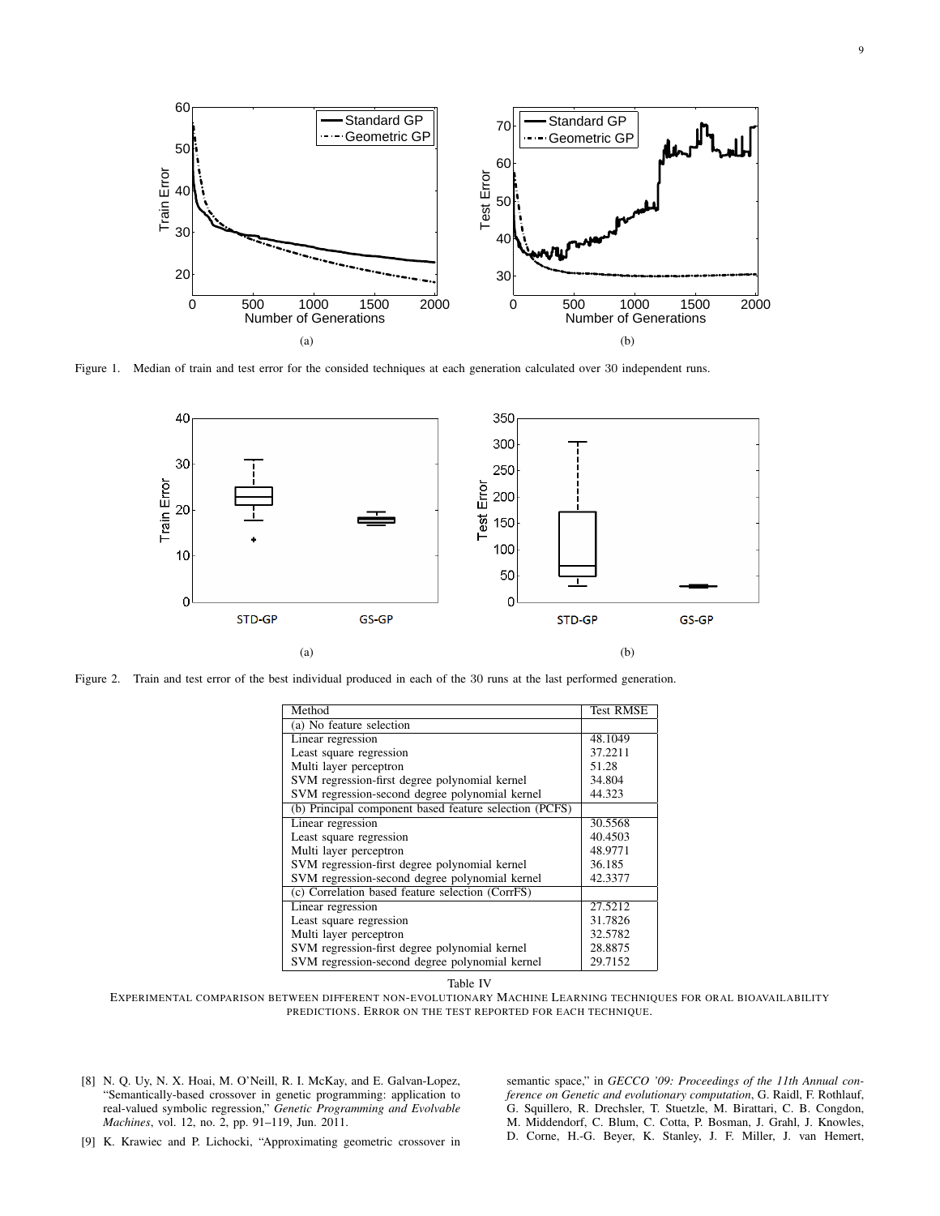60
50
40
30
20
Train Error
0 500 1000 1500 2000
Number of Generations
Standard GP
Geometric GP

(a)

70
60
50
40
30
Test Error
0 500 1000 1500 2000
Number of Generations
Standard GP
Geometric GP

(b)

Figure 1. Median of train and test error for the consided techniques at each generation calculated over 30 independent runs.

40
30
20
10
0
Train Error
STD-GP
GS-GP

(a)

350
300
250
200
150
100
50
0
Test Error
STD-GP
GS-GP

(b)

Figure 2. Train and test error of the best individual produced in each of the 30 runs at the last performed generation.

| Method | Test RMSE |
|---|---|
| (a) No feature selection | |
| Linear regression | 48.1049 |
| Least square regression | 37.2211 |
| Multi layer perceptron | 51.28 |
| SVM regression-first degree polynomial kernel | 34.804 |
| SVM regression-second degree polynomial kernel | 44.323 |
| (b) Principal component based feature selection (PCFS) | |
| Linear regression | 30.5568 |
| Least square regression | 40.4503 |
| Multi layer perceptron | 48.9771 |
| SVM regression-first degree polynomial kernel | 36.185 |
| SVM regression-second degree polynomial kernel | 42.3377 |
| (c) Correlation based feature selection (CorrFS) | |
| Linear regression | 27.5212 |
| Least square regression | 31.7826 |
| Multi layer perceptron | 32.5782 |
| SVM regression-first degree polynomial kernel | 28.8875 |
| SVM regression-second degree polynomial kernel | 29.7152 |

Table IV

EXPERIMENTAL COMPARISON BETWEEN DIFFERENT NON-EVOLUTIONARY MACHINE LEARNING TECHNIQUES FOR ORAL BIOAVAILABILITY PREDICTIONS. ERROR ON THE TEST REPORTED FOR EACH TECHNIQUE.

[8] N. Q. Uy, N. X. Hoai, M. O'Neill, R. I. McKay, and E. Galvan-Lopez, "Semantically-based crossover in genetic programming: application to real-valued symbolic regression," *Genetic Programming and Evolvable Machines*, vol. 12, no. 2, pp. 91–119, Jun. 2011.

[9] K. Krawiec and P. Lichocki, "Approximating geometric crossover in semantic space," in *GECCO '09: Proceedings of the 11th Annual conference on Genetic and evolutionary computation*, G. Raidl, F. Rothlauf, G. Squillero, R. Drechsler, T. Stuetzle, M. Birattari, C. B. Congdon, M. Middendorf, C. Blum, C. Cotta, P. Bosman, J. Grahl, J. Knowles, D. Corne, H.-G. Beyer, K. Stanley, J. F. Miller, J. van Hemert,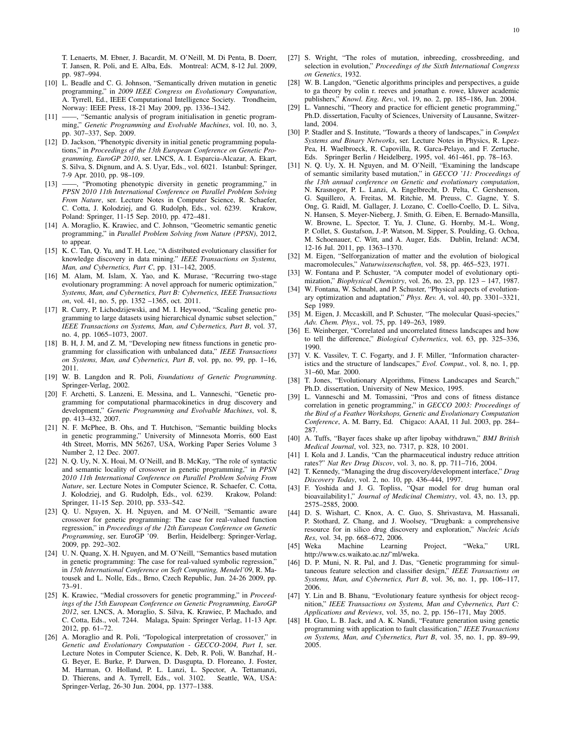T. Lenaerts, M. Ebner, J. Bacardit, M. O'Neill, M. Di Penta, B. Doerr, T. Jansen, R. Poli, and E. Alba, Eds. Montreal: ACM, 8-12 Jul. 2009, pp. 987–994.

[10] L. Beadle and C. G. Johnson, "Semantically driven mutation in genetic programming," in *2009 IEEE Congress on Evolutionary Computation*, A. Tyrrell, Ed., IEEE Computational Intelligence Society. Trondheim, Norway: IEEE Press, 18-21 May 2009, pp. 1336–1342.

[11] ——, "Semantic analysis of program initialisation in genetic programming," *Genetic Programming and Evolvable Machines*, vol. 10, no. 3, pp. 307–337, Sep. 2009.

[12] D. Jackson, "Phenotypic diversity in initial genetic programming populations," in *Proceedings of the 13th European Conference on Genetic Programming, EuroGP 2010*, ser. LNCS, A. I. Esparcia-Alcazar, A. Ekart, S. Silva, S. Dignum, and A. S. Uyar, Eds., vol. 6021. Istanbul: Springer, 7-9 Apr. 2010, pp. 98–109.

[13] ——, "Promoting phenotypic diversity in genetic programming," in *PPSN 2010 11th International Conference on Parallel Problem Solving From Nature*, ser. Lecture Notes in Computer Science, R. Schaefer, C. Cotta, J. Kolodziej, and G. Rudolph, Eds., vol. 6239. Krakow, Poland: Springer, 11-15 Sep. 2010, pp. 472–481.

[14] A. Moraglio, K. Krawiec, and C. Johnson, "Geometric semantic genetic programming," in *Parallel Problem Solving from Nature (PPSN)*, 2012, to appear.

[15] K. C. Tan, Q. Yu, and T. H. Lee, "A distributed evolutionary classifier for knowledge discovery in data mining." *IEEE Transactions on Systems, Man, and Cybernetics, Part C*, pp. 131–142, 2005.

[16] M. Alam, M. Islam, X. Yao, and K. Murase, "Recurring two-stage evolutionary programming: A novel approach for numeric optimization," *Systems, Man, and Cybernetics, Part B: Cybernetics, IEEE Transactions on*, vol. 41, no. 5, pp. 1352 –1365, oct. 2011.

[17] R. Curry, P. Lichodzijewski, and M. I. Heywood, "Scaling genetic programming to large datasets using hierarchical dynamic subset selection," *IEEE Transactions on Systems, Man, and Cybernetics, Part B*, vol. 37, no. 4, pp. 1065–1073, 2007.

[18] B. H, J. M, and Z. M, "Developing new fitness functions in genetic programming for classification with unbalanced data," *IEEE Transactions on Systems, Man, and Cybernetics, Part B*, vol. pp, no. 99, pp. 1–16, 2011.

[19] W. B. Langdon and R. Poli, *Foundations of Genetic Programming*. Springer-Verlag, 2002.

[20] F. Archetti, S. Lanzeni, E. Messina, and L. Vanneschi, "Genetic programming for computational pharmacokinetics in drug discovery and development," *Genetic Programming and Evolvable Machines*, vol. 8, pp. 413–432, 2007.

[21] N. F. McPhee, B. Ohs, and T. Hutchison, "Semantic building blocks in genetic programming," University of Minnesota Morris, 600 East 4th Street, Morris, MN 56267, USA, Working Paper Series Volume 3 Number 2, 12 Dec. 2007.

[22] N. Q. Uy, N. X. Hoai, M. O'Neill, and B. McKay, "The role of syntactic and semantic locality of crossover in genetic programming," in *PPSN 2010 11th International Conference on Parallel Problem Solving From Nature*, ser. Lecture Notes in Computer Science, R. Schaefer, C. Cotta, J. Kolodziej, and G. Rudolph, Eds., vol. 6239. Krakow, Poland: Springer, 11-15 Sep. 2010, pp. 533–542.

[23] Q. U. Nguyen, X. H. Nguyen, and M. O'Neill, "Semantic aware crossover for genetic programming: The case for real-valued function regression," in *Proceedings of the 12th European Conference on Genetic Programming*, ser. EuroGP '09. Berlin, Heidelberg: Springer-Verlag, 2009, pp. 292–302.

[24] U. N. Quang, X. H. Nguyen, and M. O'Neill, "Semantics based mutation in genetic programming: The case for real-valued symbolic regression," in *15th International Conference on Soft Computing, Mendel'09*, R. Matousek and L. Nolle, Eds., Brno, Czech Republic, Jun. 24-26 2009, pp. 73–91.

[25] K. Krawiec, "Medial crossovers for genetic programming," in *Proceedings of the 15th European Conference on Genetic Programming, EuroGP 2012*, ser. LNCS, A. Moraglio, S. Silva, K. Krawiec, P. Machado, and C. Cotta, Eds., vol. 7244. Malaga, Spain: Springer Verlag, 11-13 Apr. 2012, pp. 61–72.

[26] A. Moraglio and R. Poli, "Topological interpretation of crossover," in *Genetic and Evolutionary Computation - GECCO-2004, Part I*, ser. Lecture Notes in Computer Science, K. Deb, R. Poli, W. Banzhaf, H.-G. Beyer, E. Burke, P. Darwen, D. Dasgupta, D. Floreano, J. Foster, M. Harman, O. Holland, P. L. Lanzi, L. Spector, A. Tettamanzi, D. Thierens, and A. Tyrrell, Eds., vol. 3102. Seattle, WA, USA: Springer-Verlag, 26-30 Jun. 2004, pp. 1377–1388.

[27] S. Wright, "The roles of mutation, inbreeding, crossbreeding, and selection in evolution," *Proceedings of the Sixth International Congress on Genetics*, 1932.

[28] W. B. Langdon, "Genetic algorithms principles and perspectives, a guide to ga theory by colin r. reeves and jonathan e. rowe, kluwer academic publishers," *Knowl. Eng. Rev.*, vol. 19, no. 2, pp. 185–186, Jun. 2004.

[29] L. Vanneschi, "Theory and practice for efficient genetic programming," Ph.D. dissertation, Faculty of Sciences, University of Lausanne, Switzerland, 2004.

[30] P. Stadler and S. Institute, "Towards a theory of landscapes," in *Complex Systems and Binary Networks*, ser. Lecture Notes in Physics, R. Lpez-Pea, H. Waelbroeck, R. Capovilla, R. Garca-Pelayo, and F. Zertuche, Eds. Springer Berlin / Heidelberg, 1995, vol. 461-461, pp. 78–163.

[31] N. Q. Uy, X. H. Nguyen, and M. O'Neill, "Examining the landscape of semantic similarity based mutation," in *GECCO '11: Proceedings of the 13th annual conference on Genetic and evolutionary computation*, N. Krasnogor, P. L. Lanzi, A. Engelbrecht, D. Pelta, C. Gershenson, G. Squillero, A. Freitas, M. Ritchie, M. Preuss, C. Gagne, Y. S. Ong, G. Raidl, M. Gallager, J. Lozano, C. Coello-Coello, D. L. Silva, N. Hansen, S. Meyer-Nieberg, J. Smith, G. Eiben, E. Bernado-Mansilla, W. Browne, L. Spector, T. Yu, J. Clune, G. Hornby, M.-L. Wong, P. Collet, S. Gustafson, J.-P. Watson, M. Sipper, S. Poulding, G. Ochoa, M. Schoenauer, C. Witt, and A. Auger, Eds. Dublin, Ireland: ACM, 12-16 Jul. 2011, pp. 1363–1370.

[32] M. Eigen, "Selforganization of matter and the evolution of biological macromolecules," *Naturwissenschaften*, vol. 58, pp. 465–523, 1971.

[33] W. Fontana and P. Schuster, "A computer model of evolutionary optimization," *Biophysical Chemistry*, vol. 26, no. 23, pp. 123 – 147, 1987.

[34] W. Fontana, W. Schnabl, and P. Schuster, "Physical aspects of evolutionary optimization and adaptation," *Phys. Rev. A*, vol. 40, pp. 3301–3321, Sep 1989.

[35] M. Eigen, J. Mccaskill, and P. Schuster, "The molecular Quasi-species," *Adv. Chem. Phys.*, vol. 75, pp. 149–263, 1989.

[36] E. Weinberger, "Correlated and uncorrelated fitness landscapes and how to tell the difference," *Biological Cybernetics*, vol. 63, pp. 325–336, 1990.

[37] V. K. Vassilev, T. C. Fogarty, and J. F. Miller, "Information characteristics and the structure of landscapes," *Evol. Comput.*, vol. 8, no. 1, pp. 31–60, Mar. 2000.

[38] T. Jones, "Evolutionary Algorithms, Fitness Landscapes and Search," Ph.D. dissertation, University of New Mexico, 1995.

[39] L. Vanneschi and M. Tomassini, "Pros and cons of fitness distance correlation in genetic programming," in *GECCO 2003: Proceedings of the Bird of a Feather Workshops, Genetic and Evolutionary Computation Conference*, A. M. Barry, Ed. Chigaco: AAAI, 11 Jul. 2003, pp. 284–287.

[40] A. Tuffs, "Bayer faces shake up after lipobay withdrawn," *BMJ British Medical Journal*, vol. 323, no. 7317, p. 828, 10 2001.

[41] I. Kola and J. Landis, "Can the pharmaceutical industry reduce attrition rates?" *Nat Rev Drug Discov*, vol. 3, no. 8, pp. 711–716, 2004.

[42] T. Kennedy, "Managing the drug discovery/development interface," *Drug Discovery Today*, vol. 2, no. 10, pp. 436–444, 1997.

[43] F. Yoshida and J. G. Topliss, "Qsar model for drug human oral bioavailability1," *Journal of Medicinal Chemistry*, vol. 43, no. 13, pp. 2575–2585, 2000.

[44] D. S. Wishart, C. Knox, A. C. Guo, S. Shrivastava, M. Hassanali, P. Stothard, Z. Chang, and J. Woolsey, "Drugbank: a comprehensive resource for in silico drug discovery and exploration," *Nucleic Acids Res*, vol. 34, pp. 668–672, 2006.

[45] Weka Machine Learning Project, "Weka," URL http://www.cs.waikato.ac.nz/˜ml/weka.

[46] D. P. Muni, N. R. Pal, and J. Das, "Genetic programming for simultaneous feature selection and classifier design," *IEEE Transactions on Systems, Man, and Cybernetics, Part B*, vol. 36, no. 1, pp. 106–117, 2006.

[47] Y. Lin and B. Bhanu, "Evolutionary feature synthesis for object recognition," *IEEE Transactions on Systems, Man and Cybernetics, Part C: Applications and Reviews*, vol. 35, no. 2, pp. 156–171, May 2005.

[48] H. Guo, L. B. Jack, and A. K. Nandi, "Feature generation using genetic programming with application to fault classification," *IEEE Transactions on Systems, Man, and Cybernetics, Part B*, vol. 35, no. 1, pp. 89–99, 2005.